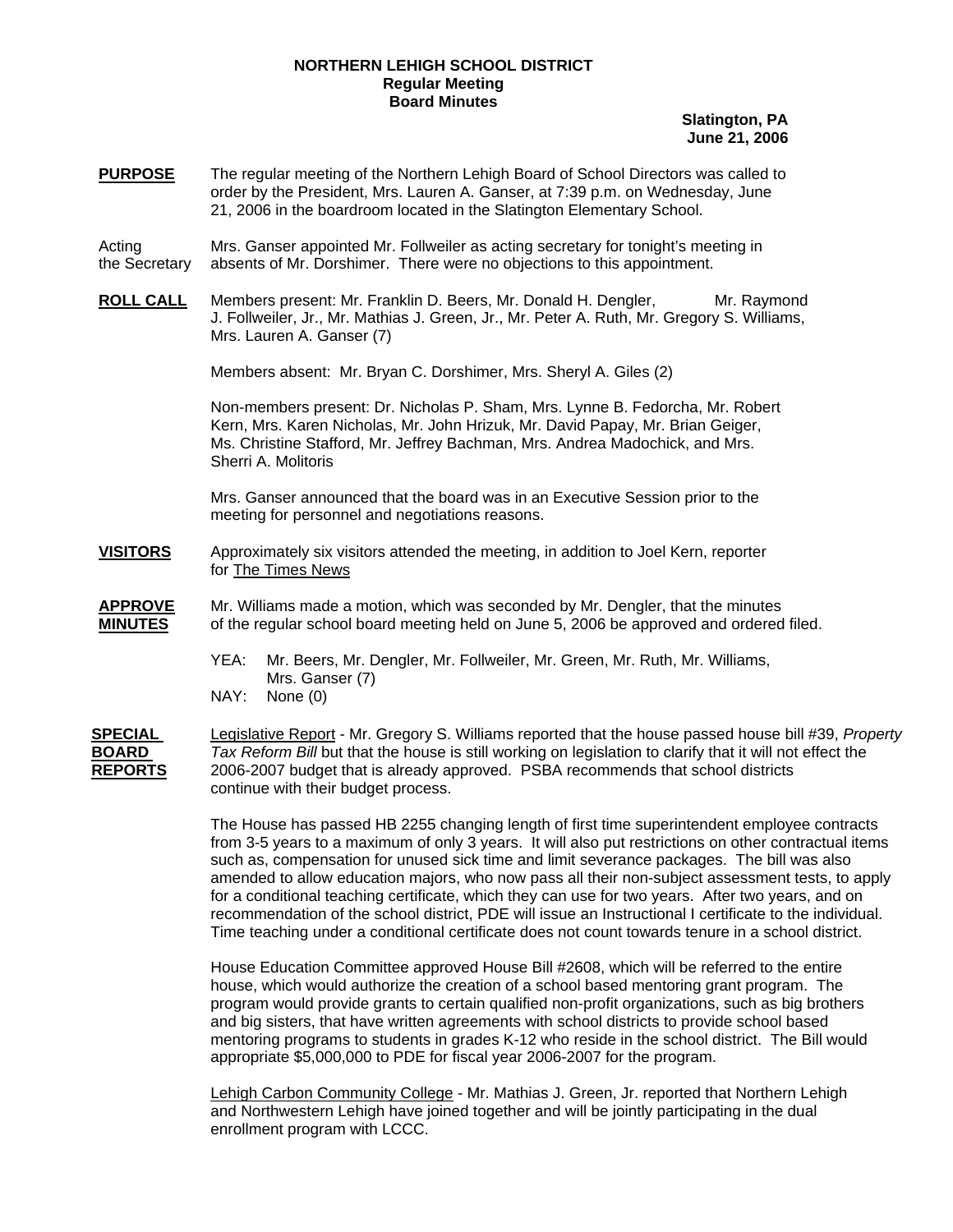**NORTHERN LEHIGH SCHOOL DISTRICT**
**Regular Meeting**
**Board Minutes**

**Slatington, PA**
**June 21, 2006**

**PURPOSE** The regular meeting of the Northern Lehigh Board of School Directors was called to order by the President, Mrs. Lauren A. Ganser, at 7:39 p.m. on Wednesday, June 21, 2006 in the boardroom located in the Slatington Elementary School.

Acting the Secretary Mrs. Ganser appointed Mr. Follweiler as acting secretary for tonight's meeting in absents of Mr. Dorshimer. There were no objections to this appointment.

**ROLL CALL** Members present: Mr. Franklin D. Beers, Mr. Donald H. Dengler, Mr. Raymond J. Follweiler, Jr., Mr. Mathias J. Green, Jr., Mr. Peter A. Ruth, Mr. Gregory S. Williams, Mrs. Lauren A. Ganser (7)

Members absent: Mr. Bryan C. Dorshimer, Mrs. Sheryl A. Giles (2)

Non-members present: Dr. Nicholas P. Sham, Mrs. Lynne B. Fedorcha, Mr. Robert Kern, Mrs. Karen Nicholas, Mr. John Hrizuk, Mr. David Papay, Mr. Brian Geiger, Ms. Christine Stafford, Mr. Jeffrey Bachman, Mrs. Andrea Madochick, and Mrs. Sherri A. Molitoris

Mrs. Ganser announced that the board was in an Executive Session prior to the meeting for personnel and negotiations reasons.

**VISITORS** Approximately six visitors attended the meeting, in addition to Joel Kern, reporter for The Times News

**APPROVE MINUTES** Mr. Williams made a motion, which was seconded by Mr. Dengler, that the minutes of the regular school board meeting held on June 5, 2006 be approved and ordered filed.

YEA: Mr. Beers, Mr. Dengler, Mr. Follweiler, Mr. Green, Mr. Ruth, Mr. Williams, Mrs. Ganser (7)
NAY: None (0)

**SPECIAL BOARD REPORTS** Legislative Report - Mr. Gregory S. Williams reported that the house passed house bill #39, *Property Tax Reform Bill* but that the house is still working on legislation to clarify that it will not effect the 2006-2007 budget that is already approved. PSBA recommends that school districts continue with their budget process.

The House has passed HB 2255 changing length of first time superintendent employee contracts from 3-5 years to a maximum of only 3 years. It will also put restrictions on other contractual items such as, compensation for unused sick time and limit severance packages. The bill was also amended to allow education majors, who now pass all their non-subject assessment tests, to apply for a conditional teaching certificate, which they can use for two years. After two years, and on recommendation of the school district, PDE will issue an Instructional I certificate to the individual. Time teaching under a conditional certificate does not count towards tenure in a school district.

House Education Committee approved House Bill #2608, which will be referred to the entire house, which would authorize the creation of a school based mentoring grant program. The program would provide grants to certain qualified non-profit organizations, such as big brothers and big sisters, that have written agreements with school districts to provide school based mentoring programs to students in grades K-12 who reside in the school district. The Bill would appropriate $5,000,000 to PDE for fiscal year 2006-2007 for the program.

Lehigh Carbon Community College - Mr. Mathias J. Green, Jr. reported that Northern Lehigh and Northwestern Lehigh have joined together and will be jointly participating in the dual enrollment program with LCCC.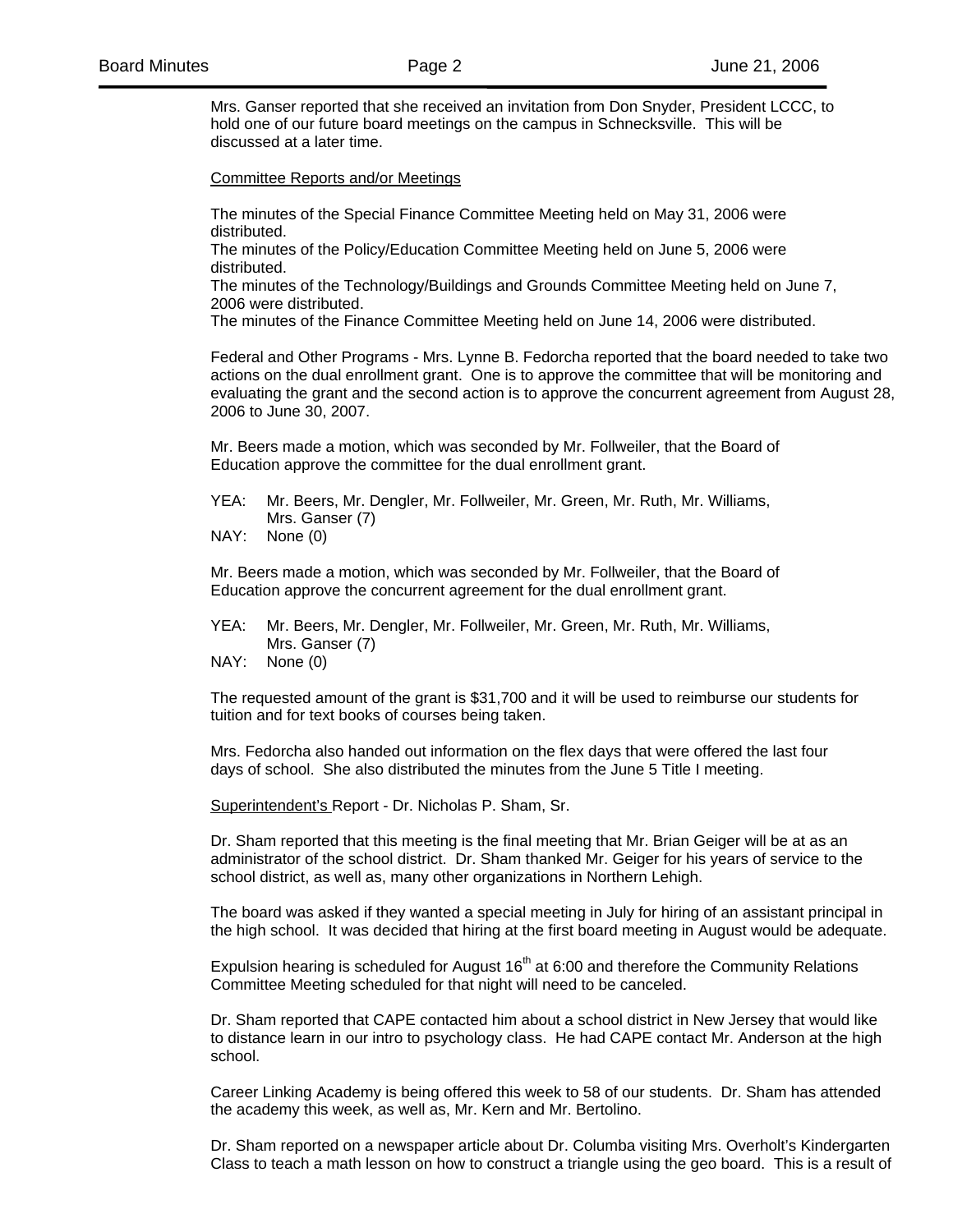Mrs. Ganser reported that she received an invitation from Don Snyder, President LCCC, to hold one of our future board meetings on the campus in Schnecksville. This will be discussed at a later time.

Committee Reports and/or Meetings

The minutes of the Special Finance Committee Meeting held on May 31, 2006 were distributed.
The minutes of the Policy/Education Committee Meeting held on June 5, 2006 were distributed.
The minutes of the Technology/Buildings and Grounds Committee Meeting held on June 7, 2006 were distributed.
The minutes of the Finance Committee Meeting held on June 14, 2006 were distributed.

Federal and Other Programs - Mrs. Lynne B. Fedorcha reported that the board needed to take two actions on the dual enrollment grant. One is to approve the committee that will be monitoring and evaluating the grant and the second action is to approve the concurrent agreement from August 28, 2006 to June 30, 2007.

Mr. Beers made a motion, which was seconded by Mr. Follweiler, that the Board of Education approve the committee for the dual enrollment grant.

YEA: Mr. Beers, Mr. Dengler, Mr. Follweiler, Mr. Green, Mr. Ruth, Mr. Williams, Mrs. Ganser (7)
NAY: None (0)

Mr. Beers made a motion, which was seconded by Mr. Follweiler, that the Board of Education approve the concurrent agreement for the dual enrollment grant.

YEA: Mr. Beers, Mr. Dengler, Mr. Follweiler, Mr. Green, Mr. Ruth, Mr. Williams, Mrs. Ganser (7)
NAY: None (0)

The requested amount of the grant is $31,700 and it will be used to reimburse our students for tuition and for text books of courses being taken.

Mrs. Fedorcha also handed out information on the flex days that were offered the last four days of school. She also distributed the minutes from the June 5 Title I meeting.

Superintendent's Report - Dr. Nicholas P. Sham, Sr.

Dr. Sham reported that this meeting is the final meeting that Mr. Brian Geiger will be at as an administrator of the school district. Dr. Sham thanked Mr. Geiger for his years of service to the school district, as well as, many other organizations in Northern Lehigh.

The board was asked if they wanted a special meeting in July for hiring of an assistant principal in the high school. It was decided that hiring at the first board meeting in August would be adequate.

Expulsion hearing is scheduled for August 16th at 6:00 and therefore the Community Relations Committee Meeting scheduled for that night will need to be canceled.

Dr. Sham reported that CAPE contacted him about a school district in New Jersey that would like to distance learn in our intro to psychology class. He had CAPE contact Mr. Anderson at the high school.

Career Linking Academy is being offered this week to 58 of our students. Dr. Sham has attended the academy this week, as well as, Mr. Kern and Mr. Bertolino.

Dr. Sham reported on a newspaper article about Dr. Columba visiting Mrs. Overholt's Kindergarten Class to teach a math lesson on how to construct a triangle using the geo board. This is a result of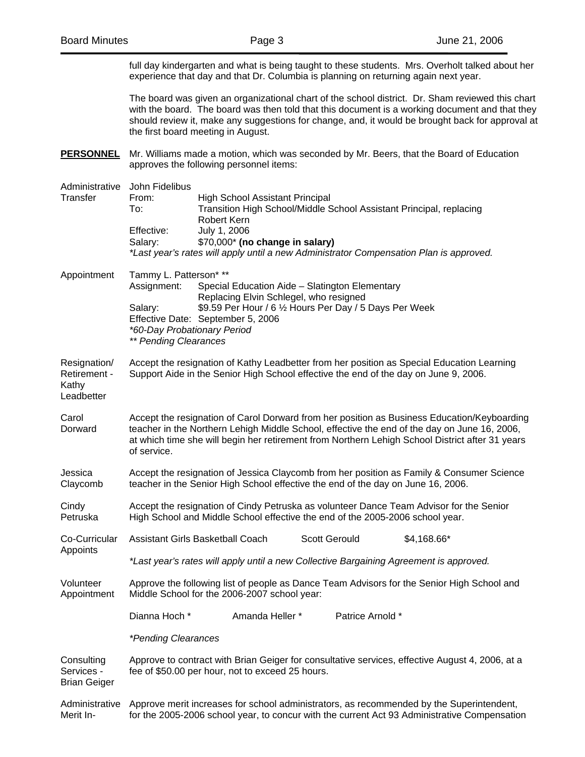full day kindergarten and what is being taught to these students. Mrs. Overholt talked about her experience that day and that Dr. Columbia is planning on returning again next year.

The board was given an organizational chart of the school district. Dr. Sham reviewed this chart with the board. The board was then told that this document is a working document and that they should review it, make any suggestions for change, and, it would be brought back for approval at the first board meeting in August.

**PERSONNEL** Mr. Williams made a motion, which was seconded by Mr. Beers, that the Board of Education approves the following personnel items:

Administrative Transfer

John Fidelibus
From: High School Assistant Principal
To: Transition High School/Middle School Assistant Principal, replacing Robert Kern
Effective: July 1, 2006
Salary: $70,000* **(no change in salary)**
*\*Last year's rates will apply until a new Administrator Compensation Plan is approved.*

Appointment

Tammy L. Patterson* **
Assignment: Special Education Aide – Slatington Elementary
Replacing Elvin Schlegel, who resigned
Salary: $9.59 Per Hour / 6 ½ Hours Per Day / 5 Days Per Week
Effective Date: September 5, 2006
*\*60-Day Probationary Period*
*\*\* Pending Clearances*

Resignation/ Retirement - Kathy Leadbetter

Accept the resignation of Kathy Leadbetter from her position as Special Education Learning Support Aide in the Senior High School effective the end of the day on June 9, 2006.

Carol Dorward

Accept the resignation of Carol Dorward from her position as Business Education/Keyboarding teacher in the Northern Lehigh Middle School, effective the end of the day on June 16, 2006, at which time she will begin her retirement from Northern Lehigh School District after 31 years of service.

Jessica Claycomb

Accept the resignation of Jessica Claycomb from her position as Family & Consumer Science teacher in the Senior High School effective the end of the day on June 16, 2006.

Cindy Petruska

Accept the resignation of Cindy Petruska as volunteer Dance Team Advisor for the Senior High School and Middle School effective the end of the 2005-2006 school year.

Co-Curricular Appoints

| | | |
|---|---|---|
| Assistant Girls Basketball Coach | Scott Gerould | $4,168.66* |

*\*Last year's rates will apply until a new Collective Bargaining Agreement is approved.*

Volunteer Appointment

Approve the following list of people as Dance Team Advisors for the Senior High School and Middle School for the 2006-2007 school year:

Dianna Hoch * Amanda Heller * Patrice Arnold *

*\*Pending Clearances*

Consulting Services - Brian Geiger

Approve to contract with Brian Geiger for consultative services, effective August 4, 2006, at a fee of $50.00 per hour, not to exceed 25 hours.

Administrative Merit In-

Approve merit increases for school administrators, as recommended by the Superintendent, for the 2005-2006 school year, to concur with the current Act 93 Administrative Compensation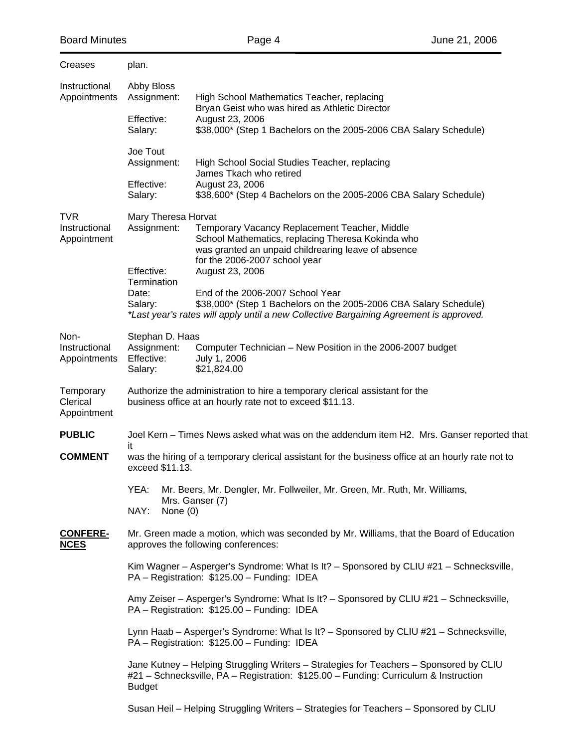Creases plan.

**Instructional Appointments**

Abby Bloss
Assignment: High School Mathematics Teacher, replacing Bryan Geist who was hired as Athletic Director
Effective: August 23, 2006
Salary: $38,000* (Step 1 Bachelors on the 2005-2006 CBA Salary Schedule)

Joe Tout
Assignment: High School Social Studies Teacher, replacing James Tkach who retired
Effective: August 23, 2006
Salary: $38,600* (Step 4 Bachelors on the 2005-2006 CBA Salary Schedule)

**TVR Instructional Appointment**

Mary Theresa Horvat
Assignment: Temporary Vacancy Replacement Teacher, Middle School Mathematics, replacing Theresa Kokinda who was granted an unpaid childrearing leave of absence for the 2006-2007 school year
Effective: August 23, 2006
Termination Date: End of the 2006-2007 School Year
Salary: $38,000* (Step 1 Bachelors on the 2005-2006 CBA Salary Schedule)

*\*Last year's rates will apply until a new Collective Bargaining Agreement is approved.*

**Non-Instructional Appointments**

Stephan D. Haas
Assignment: Computer Technician – New Position in the 2006-2007 budget
Effective: July 1, 2006
Salary: $21,824.00

**Temporary Clerical Appointment**

Authorize the administration to hire a temporary clerical assistant for the business office at an hourly rate not to exceed $11.13.

**PUBLIC COMMENT**

Joel Kern – Times News asked what was on the addendum item H2. Mrs. Ganser reported that it was the hiring of a temporary clerical assistant for the business office at an hourly rate not to exceed $11.13.

YEA: Mr. Beers, Mr. Dengler, Mr. Follweiler, Mr. Green, Mr. Ruth, Mr. Williams, Mrs. Ganser (7)
NAY: None (0)

**CONFERENCES**

Mr. Green made a motion, which was seconded by Mr. Williams, that the Board of Education approves the following conferences:

Kim Wagner – Asperger's Syndrome: What Is It? – Sponsored by CLIU #21 – Schnecksville, PA – Registration: $125.00 – Funding: IDEA

Amy Zeiser – Asperger's Syndrome: What Is It? – Sponsored by CLIU #21 – Schnecksville, PA – Registration: $125.00 – Funding: IDEA

Lynn Haab – Asperger's Syndrome: What Is It? – Sponsored by CLIU #21 – Schnecksville, PA – Registration: $125.00 – Funding: IDEA

Jane Kutney – Helping Struggling Writers – Strategies for Teachers – Sponsored by CLIU #21 – Schnecksville, PA – Registration: $125.00 – Funding: Curriculum & Instruction Budget

Susan Heil – Helping Struggling Writers – Strategies for Teachers – Sponsored by CLIU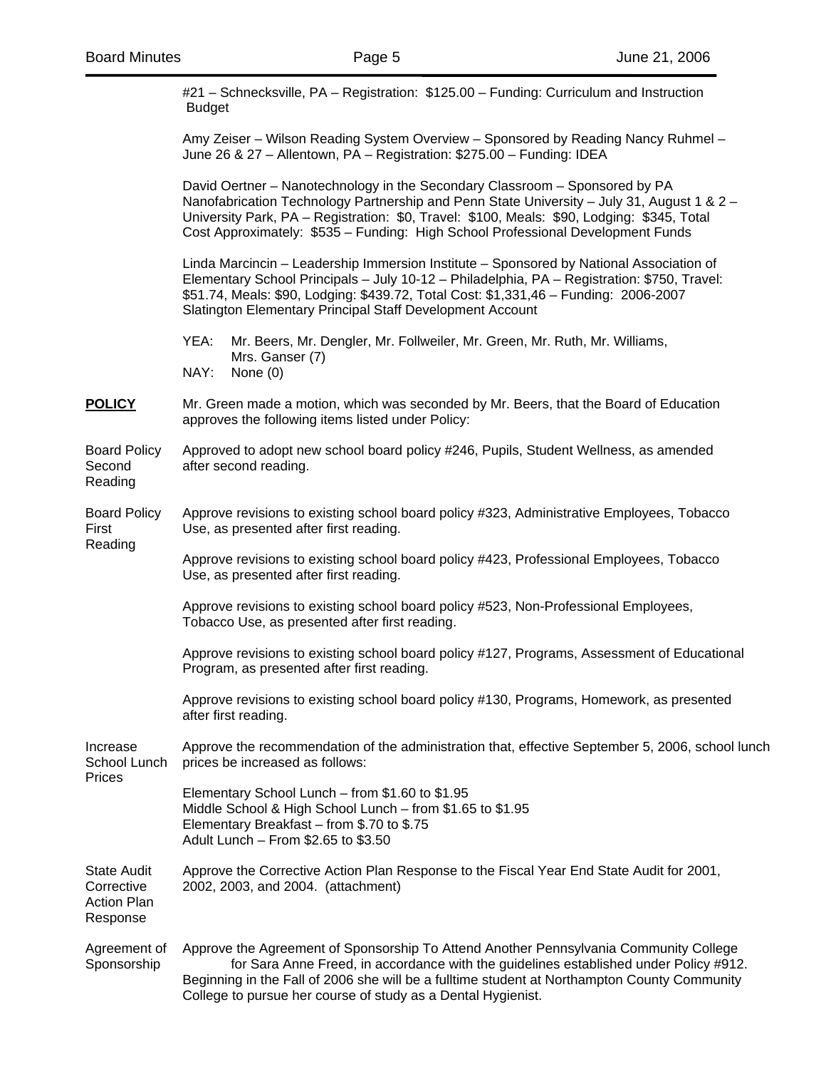#21 – Schnecksville, PA – Registration: $125.00 – Funding: Curriculum and Instruction Budget

Amy Zeiser – Wilson Reading System Overview – Sponsored by Reading Nancy Ruhmel – June 26 & 27 – Allentown, PA – Registration: $275.00 – Funding: IDEA

David Oertner – Nanotechnology in the Secondary Classroom – Sponsored by PA Nanofabrication Technology Partnership and Penn State University – July 31, August 1 & 2 – University Park, PA – Registration: $0, Travel: $100, Meals: $90, Lodging: $345, Total Cost Approximately: $535 – Funding: High School Professional Development Funds

Linda Marcincin – Leadership Immersion Institute – Sponsored by National Association of Elementary School Principals – July 10-12 – Philadelphia, PA – Registration: $750, Travel: $51.74, Meals: $90, Lodging: $439.72, Total Cost: $1,331,46 – Funding: 2006-2007 Slatington Elementary Principal Staff Development Account

YEA: Mr. Beers, Mr. Dengler, Mr. Follweiler, Mr. Green, Mr. Ruth, Mr. Williams, Mrs. Ganser (7)
NAY: None (0)

**POLICY** Mr. Green made a motion, which was seconded by Mr. Beers, that the Board of Education approves the following items listed under Policy:

Board Policy Second Reading

Approved to adopt new school board policy #246, Pupils, Student Wellness, as amended after second reading.

Board Policy First Reading

Approve revisions to existing school board policy #323, Administrative Employees, Tobacco Use, as presented after first reading.

Approve revisions to existing school board policy #423, Professional Employees, Tobacco Use, as presented after first reading.

Approve revisions to existing school board policy #523, Non-Professional Employees, Tobacco Use, as presented after first reading.

Approve revisions to existing school board policy #127, Programs, Assessment of Educational Program, as presented after first reading.

Approve revisions to existing school board policy #130, Programs, Homework, as presented after first reading.

Increase School Lunch Prices

Approve the recommendation of the administration that, effective September 5, 2006, school lunch prices be increased as follows:

Elementary School Lunch – from $1.60 to $1.95
Middle School & High School Lunch – from $1.65 to $1.95
Elementary Breakfast – from $.70 to $.75
Adult Lunch – From $2.65 to $3.50

State Audit Corrective Action Plan Response

Approve the Corrective Action Plan Response to the Fiscal Year End State Audit for 2001, 2002, 2003, and 2004. (attachment)

Agreement of Sponsorship

Approve the Agreement of Sponsorship To Attend Another Pennsylvania Community College for Sara Anne Freed, in accordance with the guidelines established under Policy #912. Beginning in the Fall of 2006 she will be a fulltime student at Northampton County Community College to pursue her course of study as a Dental Hygienist.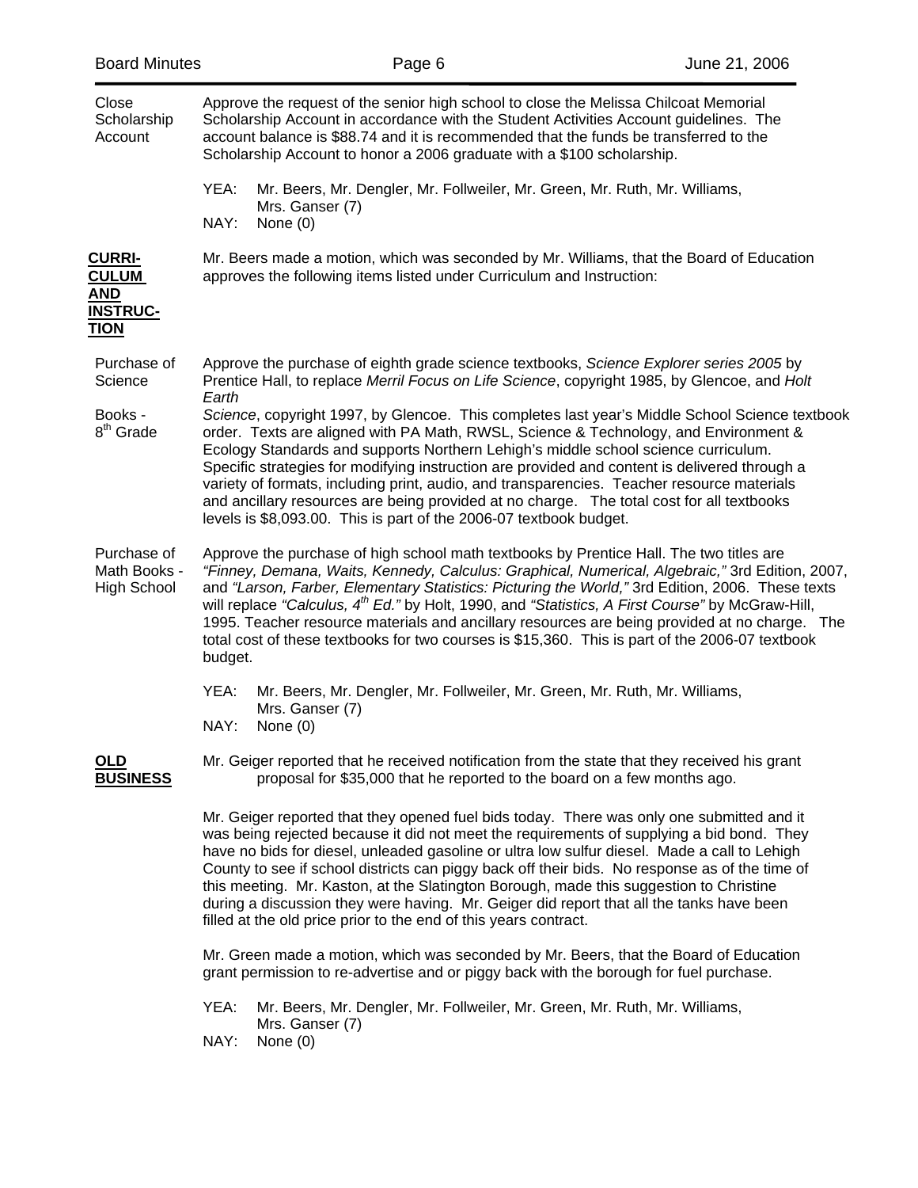**Close Scholarship Account**

Approve the request of the senior high school to close the Melissa Chilcoat Memorial Scholarship Account in accordance with the Student Activities Account guidelines. The account balance is $88.74 and it is recommended that the funds be transferred to the Scholarship Account to honor a 2006 graduate with a $100 scholarship.

YEA: Mr. Beers, Mr. Dengler, Mr. Follweiler, Mr. Green, Mr. Ruth, Mr. Williams, Mrs. Ganser (7)
NAY: None (0)

## CURRICULUM AND INSTRUCTION

Mr. Beers made a motion, which was seconded by Mr. Williams, that the Board of Education approves the following items listed under Curriculum and Instruction:

**Purchase of Science Books - 8th Grade**

Approve the purchase of eighth grade science textbooks, *Science Explorer series 2005* by Prentice Hall, to replace *Merril Focus on Life Science*, copyright 1985, by Glencoe, and *Holt Earth Science*, copyright 1997, by Glencoe. This completes last year's Middle School Science textbook order. Texts are aligned with PA Math, RWSL, Science & Technology, and Environment & Ecology Standards and supports Northern Lehigh's middle school science curriculum. Specific strategies for modifying instruction are provided and content is delivered through a variety of formats, including print, audio, and transparencies. Teacher resource materials and ancillary resources are being provided at no charge. The total cost for all textbooks levels is $8,093.00. This is part of the 2006-07 textbook budget.

**Purchase of Math Books - High School**

Approve the purchase of high school math textbooks by Prentice Hall. The two titles are *"Finney, Demana, Waits, Kennedy, Calculus: Graphical, Numerical, Algebraic,"* 3rd Edition, 2007, and *"Larson, Farber, Elementary Statistics: Picturing the World,"* 3rd Edition, 2006. These texts will replace *"Calculus, 4th Ed."* by Holt, 1990, and *"Statistics, A First Course"* by McGraw-Hill, 1995. Teacher resource materials and ancillary resources are being provided at no charge. The total cost of these textbooks for two courses is $15,360. This is part of the 2006-07 textbook budget.

YEA: Mr. Beers, Mr. Dengler, Mr. Follweiler, Mr. Green, Mr. Ruth, Mr. Williams, Mrs. Ganser (7)
NAY: None (0)

## OLD BUSINESS

Mr. Geiger reported that he received notification from the state that they received his grant proposal for $35,000 that he reported to the board on a few months ago.

Mr. Geiger reported that they opened fuel bids today. There was only one submitted and it was being rejected because it did not meet the requirements of supplying a bid bond. They have no bids for diesel, unleaded gasoline or ultra low sulfur diesel. Made a call to Lehigh County to see if school districts can piggy back off their bids. No response as of the time of this meeting. Mr. Kaston, at the Slatington Borough, made this suggestion to Christine during a discussion they were having. Mr. Geiger did report that all the tanks have been filled at the old price prior to the end of this years contract.

Mr. Green made a motion, which was seconded by Mr. Beers, that the Board of Education grant permission to re-advertise and or piggy back with the borough for fuel purchase.

YEA: Mr. Beers, Mr. Dengler, Mr. Follweiler, Mr. Green, Mr. Ruth, Mr. Williams, Mrs. Ganser (7)
NAY: None (0)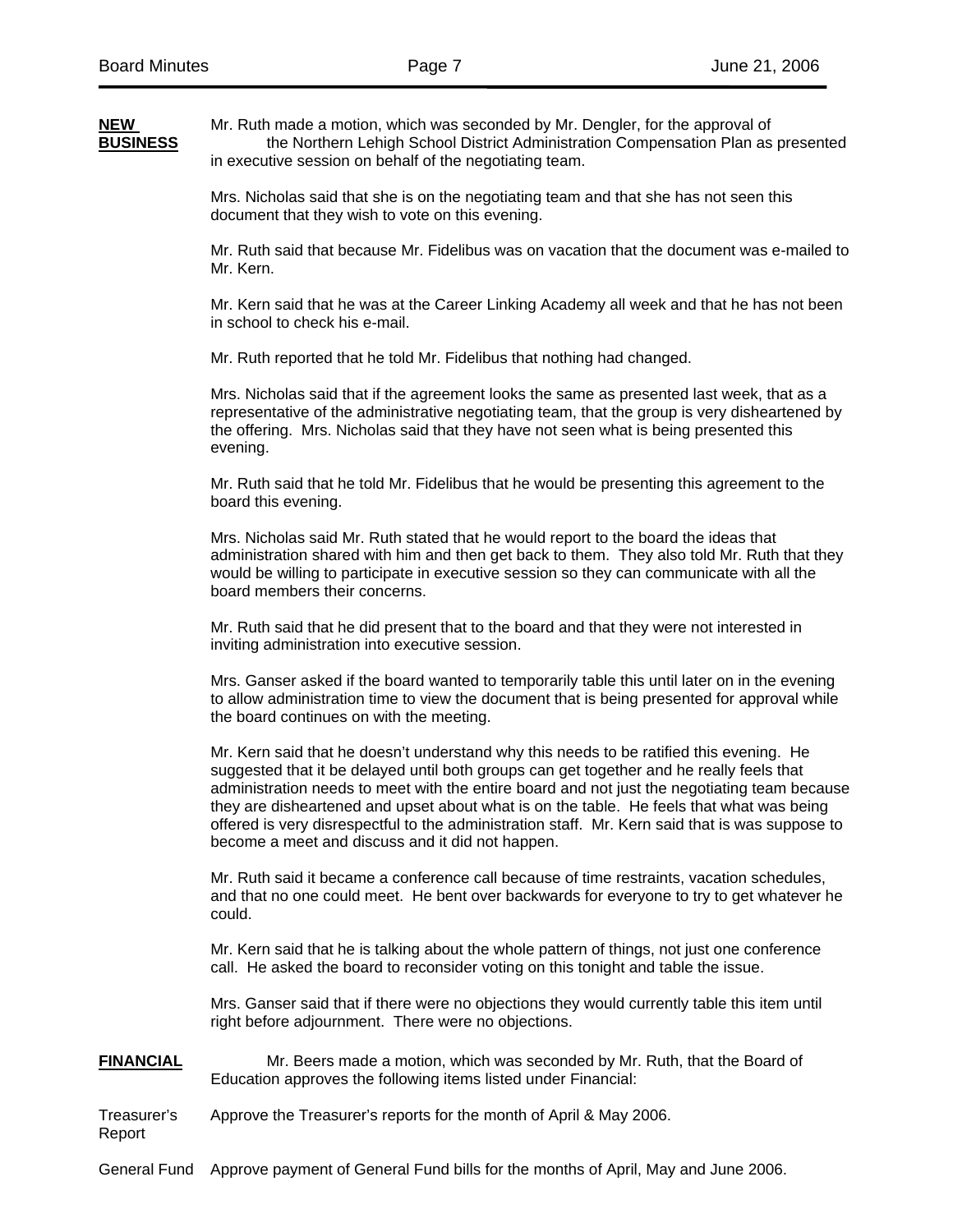**NEW BUSINESS**

Mr. Ruth made a motion, which was seconded by Mr. Dengler, for the approval of the Northern Lehigh School District Administration Compensation Plan as presented in executive session on behalf of the negotiating team.

Mrs. Nicholas said that she is on the negotiating team and that she has not seen this document that they wish to vote on this evening.

Mr. Ruth said that because Mr. Fidelibus was on vacation that the document was e-mailed to Mr. Kern.

Mr. Kern said that he was at the Career Linking Academy all week and that he has not been in school to check his e-mail.

Mr. Ruth reported that he told Mr. Fidelibus that nothing had changed.

Mrs. Nicholas said that if the agreement looks the same as presented last week, that as a representative of the administrative negotiating team, that the group is very disheartened by the offering. Mrs. Nicholas said that they have not seen what is being presented this evening.

Mr. Ruth said that he told Mr. Fidelibus that he would be presenting this agreement to the board this evening.

Mrs. Nicholas said Mr. Ruth stated that he would report to the board the ideas that administration shared with him and then get back to them. They also told Mr. Ruth that they would be willing to participate in executive session so they can communicate with all the board members their concerns.

Mr. Ruth said that he did present that to the board and that they were not interested in inviting administration into executive session.

Mrs. Ganser asked if the board wanted to temporarily table this until later on in the evening to allow administration time to view the document that is being presented for approval while the board continues on with the meeting.

Mr. Kern said that he doesn't understand why this needs to be ratified this evening. He suggested that it be delayed until both groups can get together and he really feels that administration needs to meet with the entire board and not just the negotiating team because they are disheartened and upset about what is on the table. He feels that what was being offered is very disrespectful to the administration staff. Mr. Kern said that is was suppose to become a meet and discuss and it did not happen.

Mr. Ruth said it became a conference call because of time restraints, vacation schedules, and that no one could meet. He bent over backwards for everyone to try to get whatever he could.

Mr. Kern said that he is talking about the whole pattern of things, not just one conference call. He asked the board to reconsider voting on this tonight and table the issue.

Mrs. Ganser said that if there were no objections they would currently table this item until right before adjournment. There were no objections.

**FINANCIAL**

Mr. Beers made a motion, which was seconded by Mr. Ruth, that the Board of Education approves the following items listed under Financial:

Treasurer's Report — Approve the Treasurer's reports for the month of April & May 2006.

General Fund — Approve payment of General Fund bills for the months of April, May and June 2006.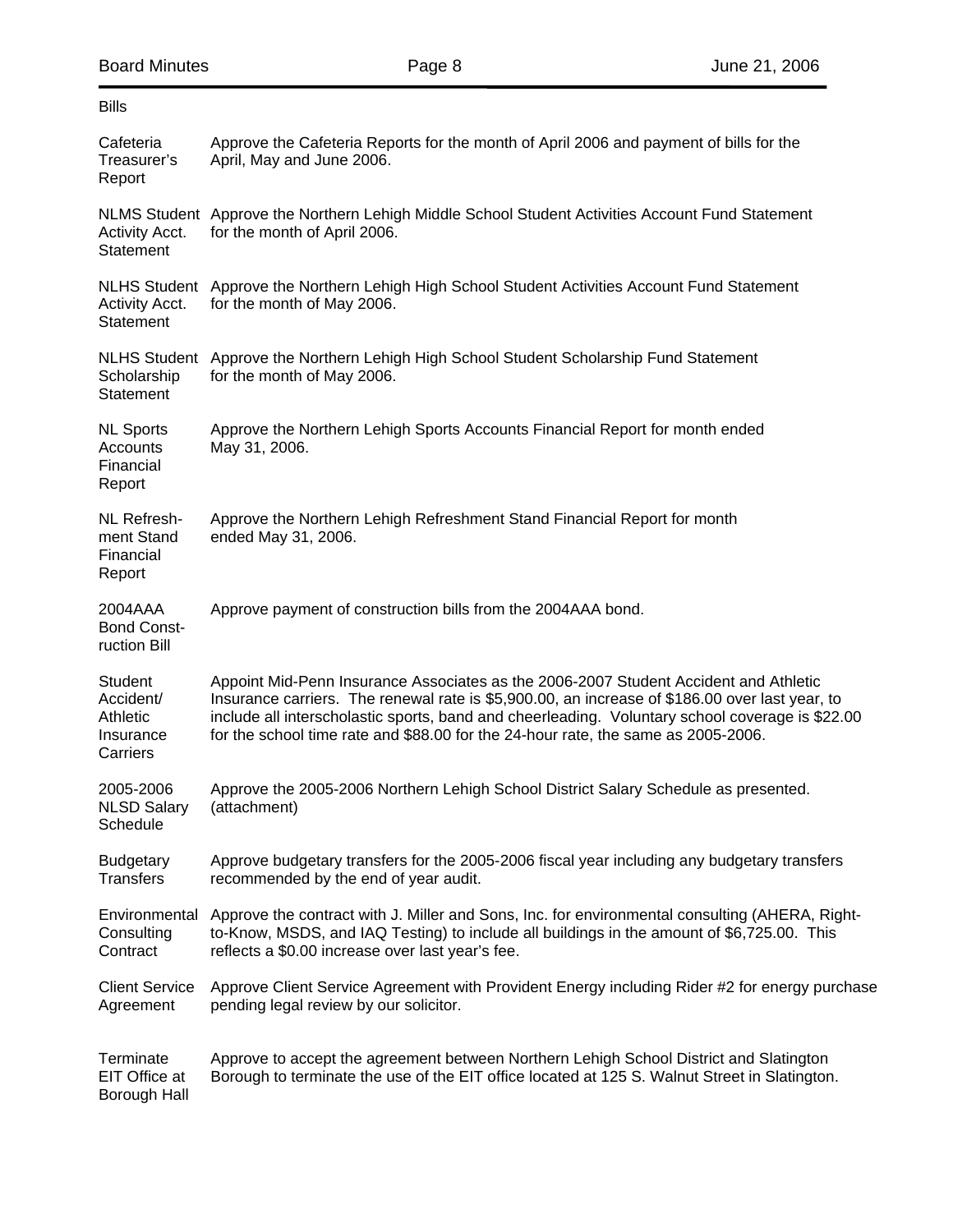Bills

| | |
|---|---|
| Cafeteria Treasurer's Report | Approve the Cafeteria Reports for the month of April 2006 and payment of bills for the April, May and June 2006. |
| NLMS Student Activity Acct. Statement | Approve the Northern Lehigh Middle School Student Activities Account Fund Statement for the month of April 2006. |
| NLHS Student Activity Acct. Statement | Approve the Northern Lehigh High School Student Activities Account Fund Statement for the month of May 2006. |
| NLHS Student Scholarship Statement | Approve the Northern Lehigh High School Student Scholarship Fund Statement for the month of May 2006. |
| NL Sports Accounts Financial Report | Approve the Northern Lehigh Sports Accounts Financial Report for month ended May 31, 2006. |
| NL Refresh-ment Stand Financial Report | Approve the Northern Lehigh Refreshment Stand Financial Report for month ended May 31, 2006. |
| 2004AAA Bond Const-ruction Bill | Approve payment of construction bills from the 2004AAA bond. |
| Student Accident/ Athletic Insurance Carriers | Appoint Mid-Penn Insurance Associates as the 2006-2007 Student Accident and Athletic Insurance carriers. The renewal rate is $5,900.00, an increase of $186.00 over last year, to include all interscholastic sports, band and cheerleading. Voluntary school coverage is $22.00 for the school time rate and $88.00 for the 24-hour rate, the same as 2005-2006. |
| 2005-2006 NLSD Salary Schedule | Approve the 2005-2006 Northern Lehigh School District Salary Schedule as presented. (attachment) |
| Budgetary Transfers | Approve budgetary transfers for the 2005-2006 fiscal year including any budgetary transfers recommended by the end of year audit. |
| Environmental Consulting Contract | Approve the contract with J. Miller and Sons, Inc. for environmental consulting (AHERA, Right-to-Know, MSDS, and IAQ Testing) to include all buildings in the amount of $6,725.00. This reflects a $0.00 increase over last year's fee. |
| Client Service Agreement | Approve Client Service Agreement with Provident Energy including Rider #2 for energy purchase pending legal review by our solicitor. |
| Terminate EIT Office at Borough Hall | Approve to accept the agreement between Northern Lehigh School District and Slatington Borough to terminate the use of the EIT office located at 125 S. Walnut Street in Slatington. |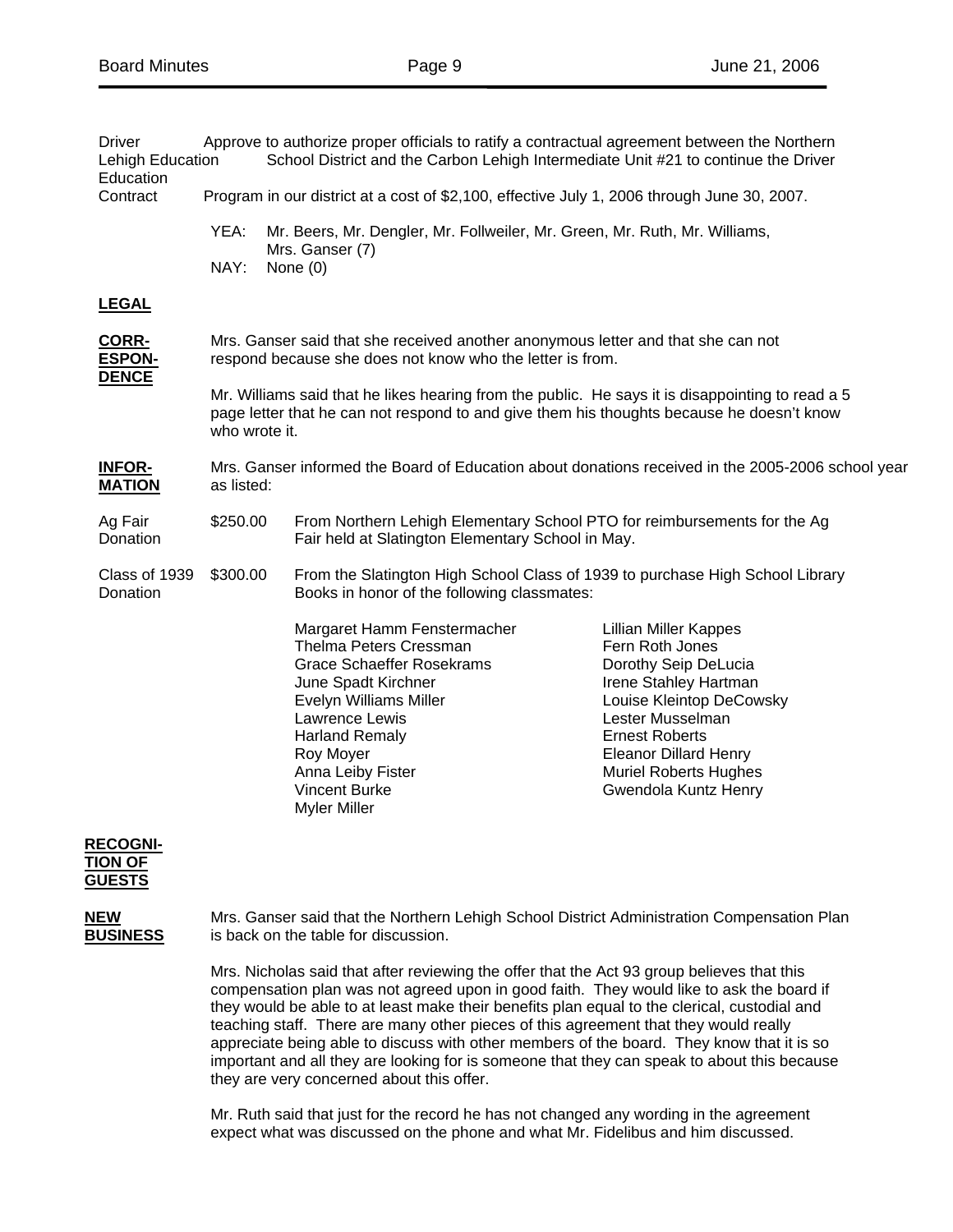**Driver Education Contract** Approve to authorize proper officials to ratify a contractual agreement between the Northern Lehigh Education School District and the Carbon Lehigh Intermediate Unit #21 to continue the Driver Education Program in our district at a cost of $2,100, effective July 1, 2006 through June 30, 2007.

YEA: Mr. Beers, Mr. Dengler, Mr. Follweiler, Mr. Green, Mr. Ruth, Mr. Williams, Mrs. Ganser (7)
NAY: None (0)

**LEGAL**

**CORRESPONDENCE**

Mrs. Ganser said that she received another anonymous letter and that she can not respond because she does not know who the letter is from.

Mr. Williams said that he likes hearing from the public. He says it is disappointing to read a 5 page letter that he can not respond to and give them his thoughts because he doesn't know who wrote it.

**INFORMATION**

Mrs. Ganser informed the Board of Education about donations received in the 2005-2006 school year as listed:

**Ag Fair Donation** $250.00 From Northern Lehigh Elementary School PTO for reimbursements for the Ag Fair held at Slatington Elementary School in May.

**Class of 1939 Donation** $300.00 From the Slatington High School Class of 1939 to purchase High School Library Books in honor of the following classmates:

| | |
|---|---|
| Margaret Hamm Fenstermacher | Lillian Miller Kappes |
| Thelma Peters Cressman | Fern Roth Jones |
| Grace Schaeffer Rosekrams | Dorothy Seip DeLucia |
| June Spadt Kirchner | Irene Stahley Hartman |
| Evelyn Williams Miller | Louise Kleintop DeCowsky |
| Lawrence Lewis | Lester Musselman |
| Harland Remaly | Ernest Roberts |
| Roy Moyer | Eleanor Dillard Henry |
| Anna Leiby Fister | Muriel Roberts Hughes |
| Vincent Burke | Gwendola Kuntz Henry |
| Myler Miller | |

**RECOGNITION OF GUESTS**

**NEW BUSINESS**

Mrs. Ganser said that the Northern Lehigh School District Administration Compensation Plan is back on the table for discussion.

Mrs. Nicholas said that after reviewing the offer that the Act 93 group believes that this compensation plan was not agreed upon in good faith. They would like to ask the board if they would be able to at least make their benefits plan equal to the clerical, custodial and teaching staff. There are many other pieces of this agreement that they would really appreciate being able to discuss with other members of the board. They know that it is so important and all they are looking for is someone that they can speak to about this because they are very concerned about this offer.

Mr. Ruth said that just for the record he has not changed any wording in the agreement expect what was discussed on the phone and what Mr. Fidelibus and him discussed.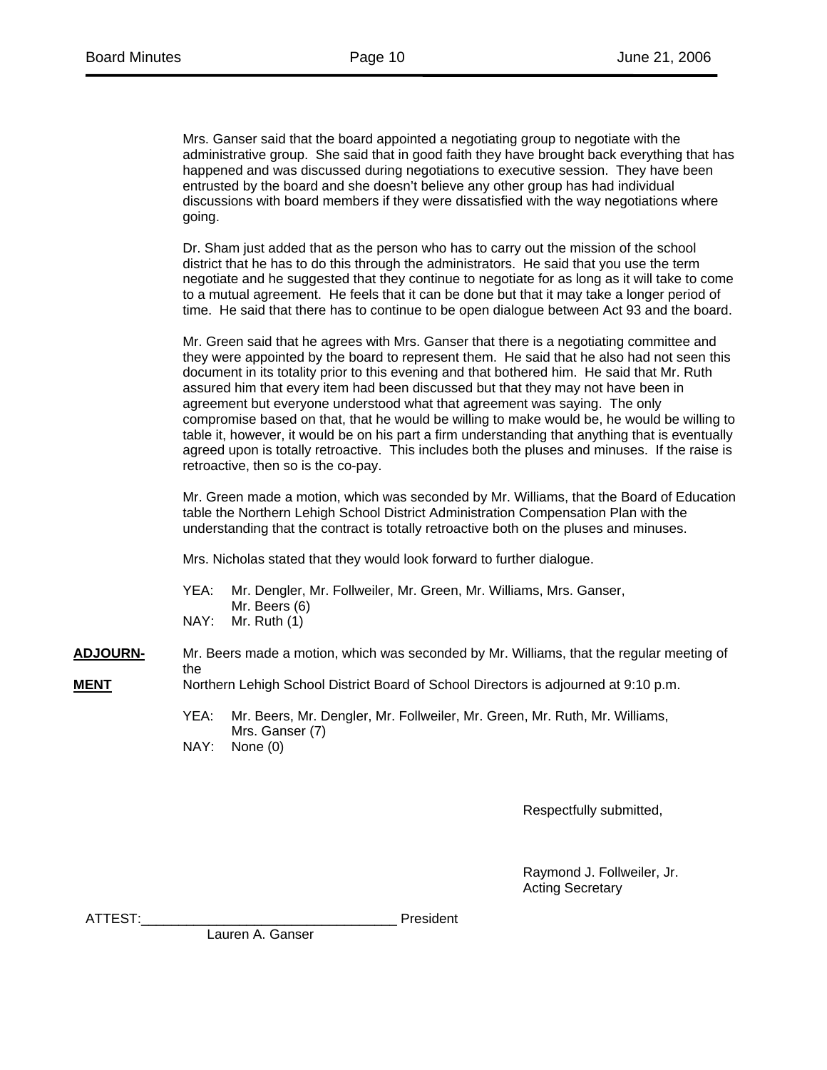Mrs. Ganser said that the board appointed a negotiating group to negotiate with the administrative group. She said that in good faith they have brought back everything that has happened and was discussed during negotiations to executive session. They have been entrusted by the board and she doesn't believe any other group has had individual discussions with board members if they were dissatisfied with the way negotiations where going.

Dr. Sham just added that as the person who has to carry out the mission of the school district that he has to do this through the administrators. He said that you use the term negotiate and he suggested that they continue to negotiate for as long as it will take to come to a mutual agreement. He feels that it can be done but that it may take a longer period of time. He said that there has to continue to be open dialogue between Act 93 and the board.

Mr. Green said that he agrees with Mrs. Ganser that there is a negotiating committee and they were appointed by the board to represent them. He said that he also had not seen this document in its totality prior to this evening and that bothered him. He said that Mr. Ruth assured him that every item had been discussed but that they may not have been in agreement but everyone understood what that agreement was saying. The only compromise based on that, that he would be willing to make would be, he would be willing to table it, however, it would be on his part a firm understanding that anything that is eventually agreed upon is totally retroactive. This includes both the pluses and minuses. If the raise is retroactive, then so is the co-pay.

Mr. Green made a motion, which was seconded by Mr. Williams, that the Board of Education table the Northern Lehigh School District Administration Compensation Plan with the understanding that the contract is totally retroactive both on the pluses and minuses.

Mrs. Nicholas stated that they would look forward to further dialogue.

YEA: Mr. Dengler, Mr. Follweiler, Mr. Green, Mr. Williams, Mrs. Ganser, Mr. Beers (6)
NAY: Mr. Ruth (1)

**ADJOURNMENT**

Mr. Beers made a motion, which was seconded by Mr. Williams, that the regular meeting of the Northern Lehigh School District Board of School Directors is adjourned at 9:10 p.m.

YEA: Mr. Beers, Mr. Dengler, Mr. Follweiler, Mr. Green, Mr. Ruth, Mr. Williams, Mrs. Ganser (7)
NAY: None (0)

Respectfully submitted,

Raymond J. Follweiler, Jr.
Acting Secretary

ATTEST:_________________________________ President
Lauren A. Ganser